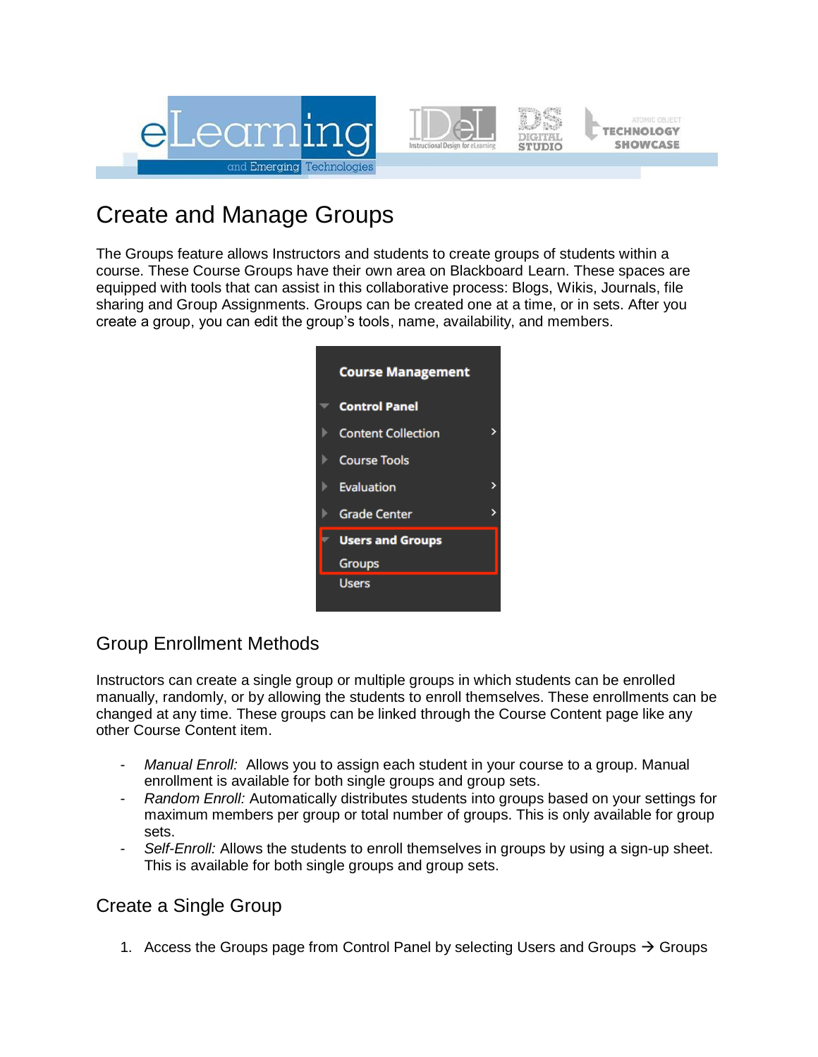# Create and Manage Groups

The Groups feature allows Instructors and students to create groups of students within a course. These Course Groups have their own area on Blackboard Learn. These spaces are equipped with tools that can assist in this collaborative process: Blogs, Wikis, Journals, file sharing and Group Assignments. Groups can be created one at a time, or in sets. After you create a group, you can edit the group's tools, name, availability, and members.

## Group Enrollment Methods

Instructors can create a single group or multiple groups in which students can be enrolled manually, randomly, or by allowing the students to enroll themselves. These enrollments can be changed at any time. These groups can be linked through the Course Content page like any other Course Content item.

- *Manual Enroll:* Allows you to assign each student in your course to a group. Manual enrollment is available for both single groups and group sets.
- *Random Enroll:* Automatically distributes students into groups based on your settings for maximum members per group or total number of groups. This is only available for group sets.
- *Self-Enroll:* Allows the students to enroll themselves in groups by using a sign-up sheet. This is available for both single groups and group sets.

## Create a Single Group

1. Access the Groups page from Control Panel by selecting Users and Groups → Groups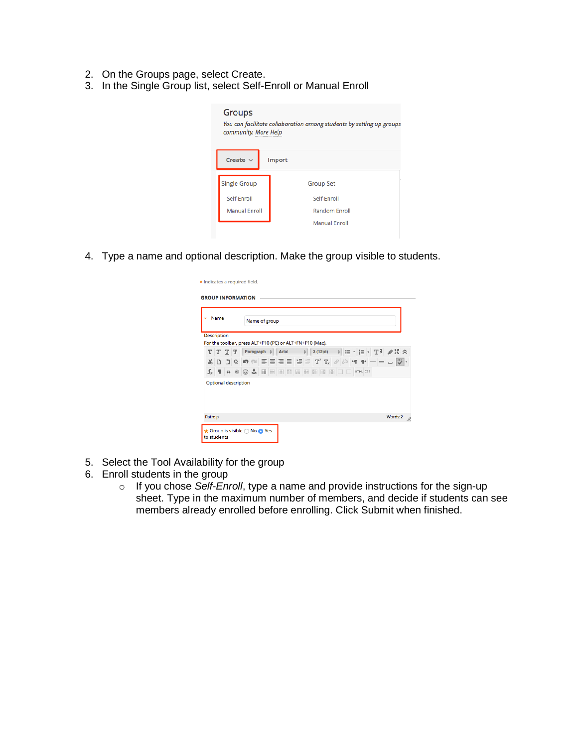2. On the Groups page, select Create.
3. In the Single Group list, select Self-Enroll or Manual Enroll

4. Type a name and optional description. Make the group visible to students.

5. Select the Tool Availability for the group
6. Enroll students in the group
   - If you chose *Self-Enroll*, type a name and provide instructions for the sign-up sheet. Type in the maximum number of members, and decide if students can see members already enrolled before enrolling. Click Submit when finished.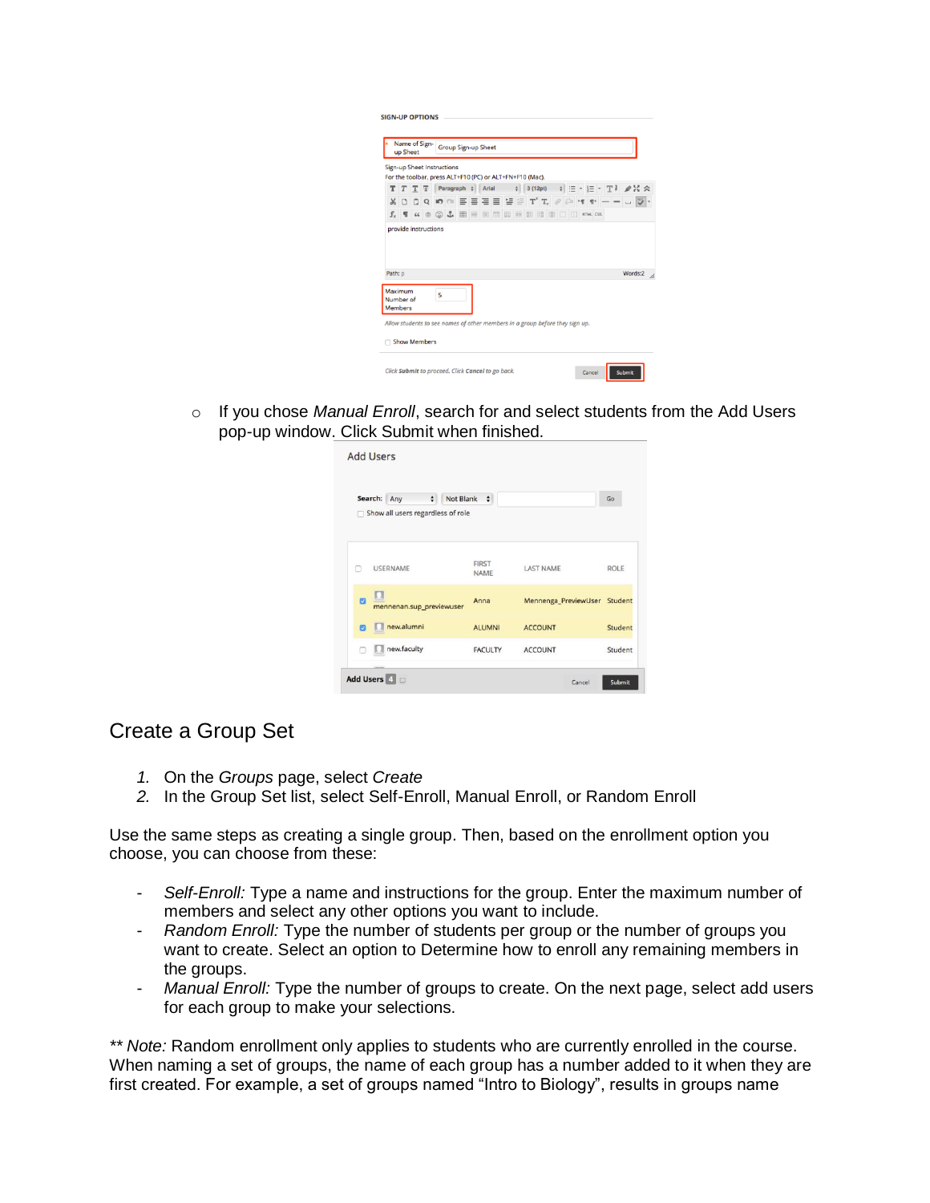- If you chose *Manual Enroll*, search for and select students from the Add Users pop-up window. Click Submit when finished.

## Create a Group Set

1. On the *Groups* page, select *Create*
2. In the Group Set list, select Self-Enroll, Manual Enroll, or Random Enroll

Use the same steps as creating a single group. Then, based on the enrollment option you choose, you can choose from these:

- *Self-Enroll:* Type a name and instructions for the group. Enter the maximum number of members and select any other options you want to include.
- *Random Enroll:* Type the number of students per group or the number of groups you want to create. Select an option to Determine how to enroll any remaining members in the groups.
- *Manual Enroll:* Type the number of groups to create. On the next page, select add users for each group to make your selections.

** *Note:* Random enrollment only applies to students who are currently enrolled in the course. When naming a set of groups, the name of each group has a number added to it when they are first created. For example, a set of groups named “Intro to Biology”, results in groups name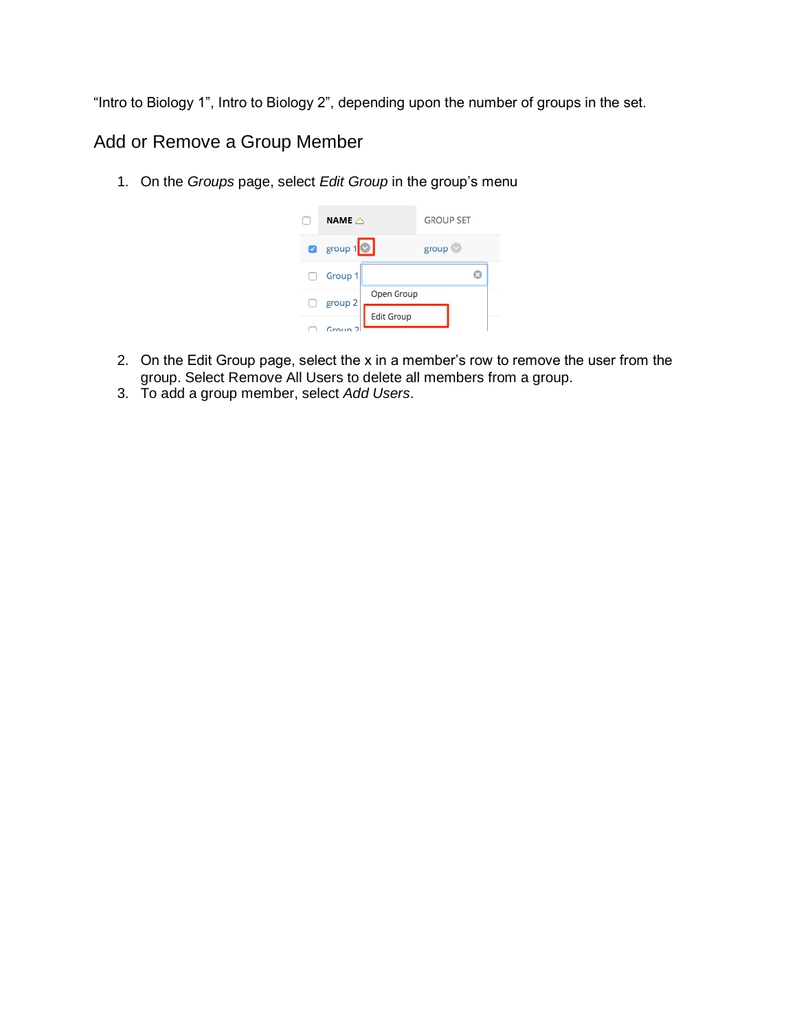“Intro to Biology 1”, Intro to Biology 2”, depending upon the number of groups in the set.

## Add or Remove a Group Member

1. On the *Groups* page, select *Edit Group* in the group’s menu
2. On the Edit Group page, select the x in a member’s row to remove the user from the group. Select Remove All Users to delete all members from a group.
3. To add a group member, select *Add Users*.